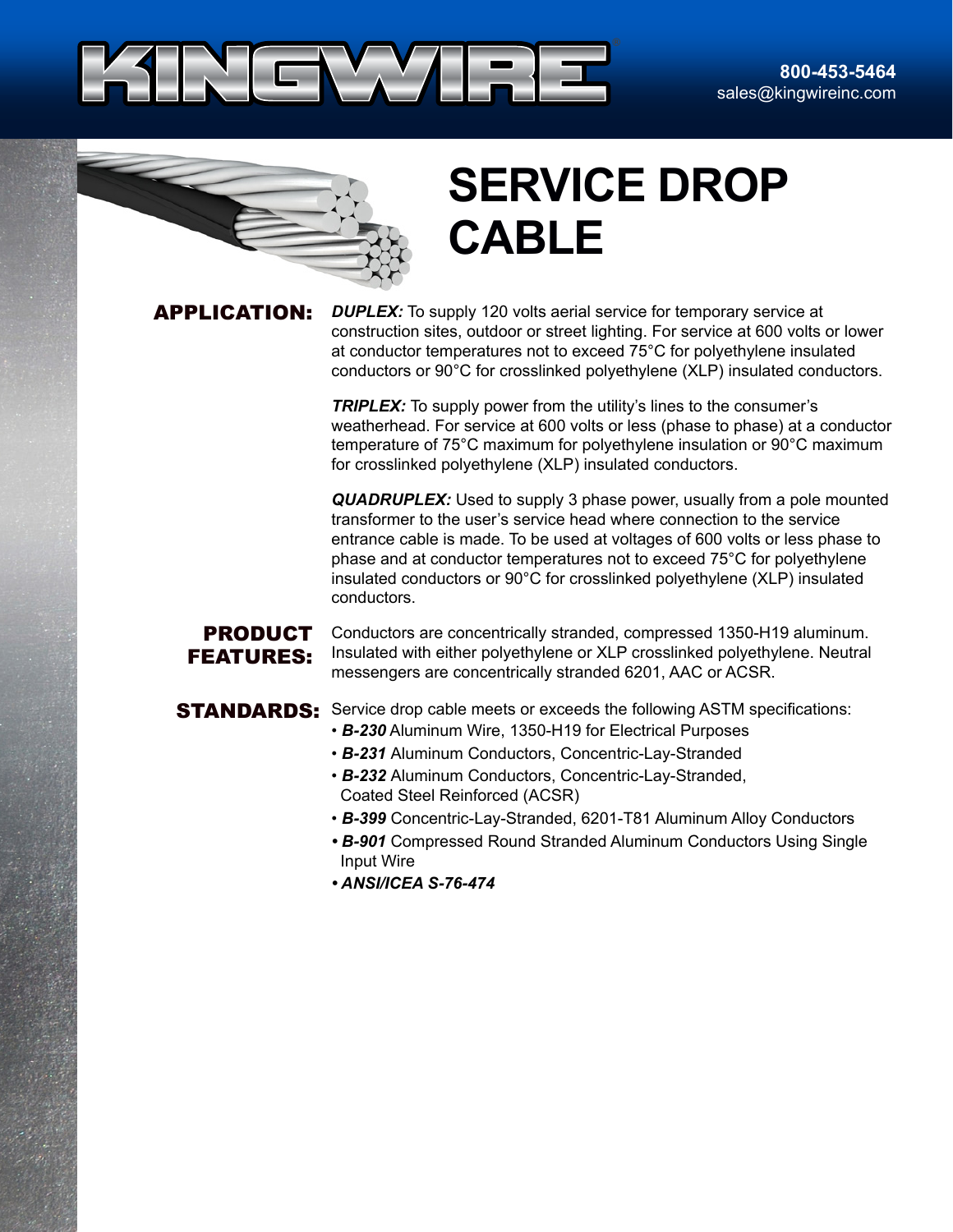KINGWIRE®

800-453-5464
sales@kingwireinc.com

# SERVICE DROP CABLE

**APPLICATION:**

***DUPLEX:*** To supply 120 volts aerial service for temporary service at construction sites, outdoor or street lighting. For service at 600 volts or lower at conductor temperatures not to exceed 75°C for polyethylene insulated conductors or 90°C for crosslinked polyethylene (XLP) insulated conductors.

***TRIPLEX:*** To supply power from the utility's lines to the consumer's weatherhead. For service at 600 volts or less (phase to phase) at a conductor temperature of 75°C maximum for polyethylene insulation or 90°C maximum for crosslinked polyethylene (XLP) insulated conductors.

***QUADRUPLEX:*** Used to supply 3 phase power, usually from a pole mounted transformer to the user's service head where connection to the service entrance cable is made. To be used at voltages of 600 volts or less phase to phase and at conductor temperatures not to exceed 75°C for polyethylene insulated conductors or 90°C for crosslinked polyethylene (XLP) insulated conductors.

**PRODUCT FEATURES:**

Conductors are concentrically stranded, compressed 1350-H19 aluminum. Insulated with either polyethylene or XLP crosslinked polyethylene. Neutral messengers are concentrically stranded 6201, AAC or ACSR.

**STANDARDS:**

Service drop cable meets or exceeds the following ASTM specifications:

- ***B-230*** Aluminum Wire, 1350-H19 for Electrical Purposes
- ***B-231*** Aluminum Conductors, Concentric-Lay-Stranded
- ***B-232*** Aluminum Conductors, Concentric-Lay-Stranded, Coated Steel Reinforced (ACSR)
- ***B-399*** Concentric-Lay-Stranded, 6201-T81 Aluminum Alloy Conductors
- ***B-901*** Compressed Round Stranded Aluminum Conductors Using Single Input Wire
- ***ANSI/ICEA S-76-474***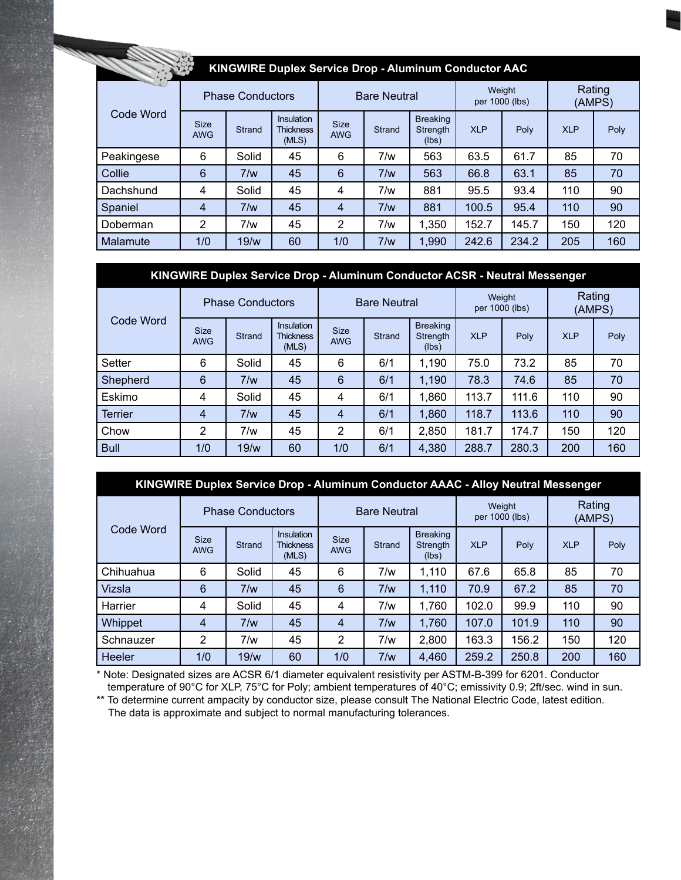## KINGWIRE Duplex Service Drop - Aluminum Conductor AAC

| Code Word | Phase Conductors | | | Bare Neutral | | | Weight per 1000 (lbs) | | Rating (AMPS) | |
|---|---|---|---|---|---|---|---|---|---|---|
| | Size AWG | Strand | Insulation Thickness (MLS) | Size AWG | Strand | Breaking Strength (lbs) | XLP | Poly | XLP | Poly |
| Peakingese | 6 | Solid | 45 | 6 | 7/w | 563 | 63.5 | 61.7 | 85 | 70 |
| Collie | 6 | 7/w | 45 | 6 | 7/w | 563 | 66.8 | 63.1 | 85 | 70 |
| Dachshund | 4 | Solid | 45 | 4 | 7/w | 881 | 95.5 | 93.4 | 110 | 90 |
| Spaniel | 4 | 7/w | 45 | 4 | 7/w | 881 | 100.5 | 95.4 | 110 | 90 |
| Doberman | 2 | 7/w | 45 | 2 | 7/w | 1,350 | 152.7 | 145.7 | 150 | 120 |
| Malamute | 1/0 | 19/w | 60 | 1/0 | 7/w | 1,990 | 242.6 | 234.2 | 205 | 160 |

## KINGWIRE Duplex Service Drop - Aluminum Conductor ACSR - Neutral Messenger

| Code Word | Phase Conductors | | | Bare Neutral | | | Weight per 1000 (lbs) | | Rating (AMPS) | |
|---|---|---|---|---|---|---|---|---|---|---|
| | Size AWG | Strand | Insulation Thickness (MLS) | Size AWG | Strand | Breaking Strength (lbs) | XLP | Poly | XLP | Poly |
| Setter | 6 | Solid | 45 | 6 | 6/1 | 1,190 | 75.0 | 73.2 | 85 | 70 |
| Shepherd | 6 | 7/w | 45 | 6 | 6/1 | 1,190 | 78.3 | 74.6 | 85 | 70 |
| Eskimo | 4 | Solid | 45 | 4 | 6/1 | 1,860 | 113.7 | 111.6 | 110 | 90 |
| Terrier | 4 | 7/w | 45 | 4 | 6/1 | 1,860 | 118.7 | 113.6 | 110 | 90 |
| Chow | 2 | 7/w | 45 | 2 | 6/1 | 2,850 | 181.7 | 174.7 | 150 | 120 |
| Bull | 1/0 | 19/w | 60 | 1/0 | 6/1 | 4,380 | 288.7 | 280.3 | 200 | 160 |

## KINGWIRE Duplex Service Drop - Aluminum Conductor AAAC - Alloy Neutral Messenger

| Code Word | Phase Conductors | | | Bare Neutral | | | Weight per 1000 (lbs) | | Rating (AMPS) | |
|---|---|---|---|---|---|---|---|---|---|---|
| | Size AWG | Strand | Insulation Thickness (MLS) | Size AWG | Strand | Breaking Strength (lbs) | XLP | Poly | XLP | Poly |
| Chihuahua | 6 | Solid | 45 | 6 | 7/w | 1,110 | 67.6 | 65.8 | 85 | 70 |
| Vizsla | 6 | 7/w | 45 | 6 | 7/w | 1,110 | 70.9 | 67.2 | 85 | 70 |
| Harrier | 4 | Solid | 45 | 4 | 7/w | 1,760 | 102.0 | 99.9 | 110 | 90 |
| Whippet | 4 | 7/w | 45 | 4 | 7/w | 1,760 | 107.0 | 101.9 | 110 | 90 |
| Schnauzer | 2 | 7/w | 45 | 2 | 7/w | 2,800 | 163.3 | 156.2 | 150 | 120 |
| Heeler | 1/0 | 19/w | 60 | 1/0 | 7/w | 4,460 | 259.2 | 250.8 | 200 | 160 |

* Note: Designated sizes are ACSR 6/1 diameter equivalent resistivity per ASTM-B-399 for 6201. Conductor temperature of 90°C for XLP, 75°C for Poly; ambient temperatures of 40°C; emissivity 0.9; 2ft/sec. wind in sun.

** To determine current ampacity by conductor size, please consult The National Electric Code, latest edition. The data is approximate and subject to normal manufacturing tolerances.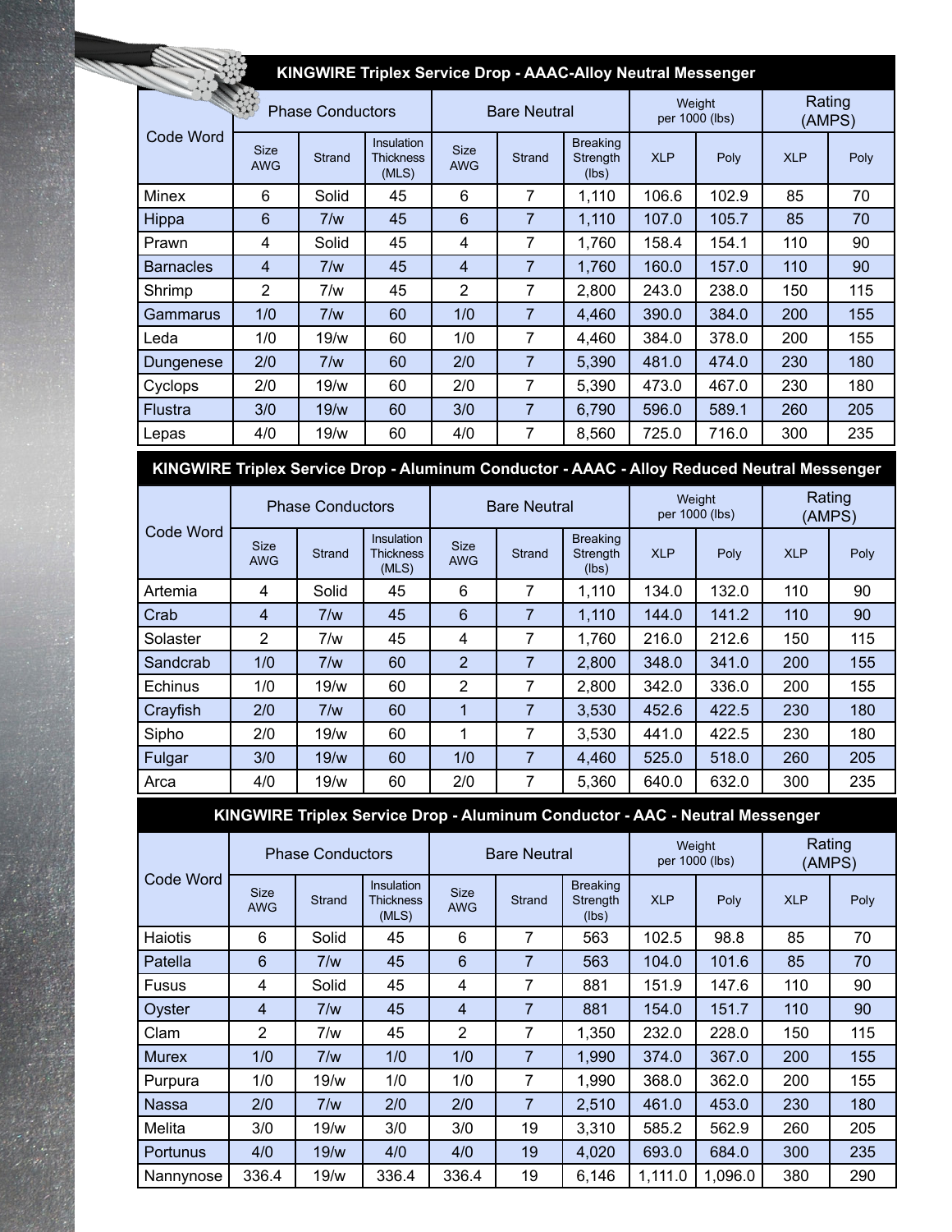## KINGWIRE Triplex Service Drop - AAAC-Alloy Neutral Messenger

| Code Word | Phase Conductors | | | Bare Neutral | | | Weight per 1000 (lbs) | | Rating (AMPS) | |
|---|---|---|---|---|---|---|---|---|---|---|
| | Size AWG | Strand | Insulation Thickness (MLS) | Size AWG | Strand | Breaking Strength (lbs) | XLP | Poly | XLP | Poly |
| Minex | 6 | Solid | 45 | 6 | 7 | 1,110 | 106.6 | 102.9 | 85 | 70 |
| Hippa | 6 | 7/w | 45 | 6 | 7 | 1,110 | 107.0 | 105.7 | 85 | 70 |
| Prawn | 4 | Solid | 45 | 4 | 7 | 1,760 | 158.4 | 154.1 | 110 | 90 |
| Barnacles | 4 | 7/w | 45 | 4 | 7 | 1,760 | 160.0 | 157.0 | 110 | 90 |
| Shrimp | 2 | 7/w | 45 | 2 | 7 | 2,800 | 243.0 | 238.0 | 150 | 115 |
| Gammarus | 1/0 | 7/w | 60 | 1/0 | 7 | 4,460 | 390.0 | 384.0 | 200 | 155 |
| Leda | 1/0 | 19/w | 60 | 1/0 | 7 | 4,460 | 384.0 | 378.0 | 200 | 155 |
| Dungenese | 2/0 | 7/w | 60 | 2/0 | 7 | 5,390 | 481.0 | 474.0 | 230 | 180 |
| Cyclops | 2/0 | 19/w | 60 | 2/0 | 7 | 5,390 | 473.0 | 467.0 | 230 | 180 |
| Flustra | 3/0 | 19/w | 60 | 3/0 | 7 | 6,790 | 596.0 | 589.1 | 260 | 205 |
| Lepas | 4/0 | 19/w | 60 | 4/0 | 7 | 8,560 | 725.0 | 716.0 | 300 | 235 |

## KINGWIRE Triplex Service Drop - Aluminum Conductor - AAAC - Alloy Reduced Neutral Messenger

| Code Word | Phase Conductors | | | Bare Neutral | | | Weight per 1000 (lbs) | | Rating (AMPS) | |
|---|---|---|---|---|---|---|---|---|---|---|
| | Size AWG | Strand | Insulation Thickness (MLS) | Size AWG | Strand | Breaking Strength (lbs) | XLP | Poly | XLP | Poly |
| Artemia | 4 | Solid | 45 | 6 | 7 | 1,110 | 134.0 | 132.0 | 110 | 90 |
| Crab | 4 | 7/w | 45 | 6 | 7 | 1,110 | 144.0 | 141.2 | 110 | 90 |
| Solaster | 2 | 7/w | 45 | 4 | 7 | 1,760 | 216.0 | 212.6 | 150 | 115 |
| Sandcrab | 1/0 | 7/w | 60 | 2 | 7 | 2,800 | 348.0 | 341.0 | 200 | 155 |
| Echinus | 1/0 | 19/w | 60 | 2 | 7 | 2,800 | 342.0 | 336.0 | 200 | 155 |
| Crayfish | 2/0 | 7/w | 60 | 1 | 7 | 3,530 | 452.6 | 422.5 | 230 | 180 |
| Sipho | 2/0 | 19/w | 60 | 1 | 7 | 3,530 | 441.0 | 422.5 | 230 | 180 |
| Fulgar | 3/0 | 19/w | 60 | 1/0 | 7 | 4,460 | 525.0 | 518.0 | 260 | 205 |
| Arca | 4/0 | 19/w | 60 | 2/0 | 7 | 5,360 | 640.0 | 632.0 | 300 | 235 |

## KINGWIRE Triplex Service Drop - Aluminum Conductor - AAC - Neutral Messenger

| Code Word | Phase Conductors | | | Bare Neutral | | | Weight per 1000 (lbs) | | Rating (AMPS) | |
|---|---|---|---|---|---|---|---|---|---|---|
| | Size AWG | Strand | Insulation Thickness (MLS) | Size AWG | Strand | Breaking Strength (lbs) | XLP | Poly | XLP | Poly |
| Haiotis | 6 | Solid | 45 | 6 | 7 | 563 | 102.5 | 98.8 | 85 | 70 |
| Patella | 6 | 7/w | 45 | 6 | 7 | 563 | 104.0 | 101.6 | 85 | 70 |
| Fusus | 4 | Solid | 45 | 4 | 7 | 881 | 151.9 | 147.6 | 110 | 90 |
| Oyster | 4 | 7/w | 45 | 4 | 7 | 881 | 154.0 | 151.7 | 110 | 90 |
| Clam | 2 | 7/w | 45 | 2 | 7 | 1,350 | 232.0 | 228.0 | 150 | 115 |
| Murex | 1/0 | 7/w | 1/0 | 1/0 | 7 | 1,990 | 374.0 | 367.0 | 200 | 155 |
| Purpura | 1/0 | 19/w | 1/0 | 1/0 | 7 | 1,990 | 368.0 | 362.0 | 200 | 155 |
| Nassa | 2/0 | 7/w | 2/0 | 2/0 | 7 | 2,510 | 461.0 | 453.0 | 230 | 180 |
| Melita | 3/0 | 19/w | 3/0 | 3/0 | 19 | 3,310 | 585.2 | 562.9 | 260 | 205 |
| Portunus | 4/0 | 19/w | 4/0 | 4/0 | 19 | 4,020 | 693.0 | 684.0 | 300 | 235 |
| Nannynose | 336.4 | 19/w | 336.4 | 336.4 | 19 | 6,146 | 1,111.0 | 1,096.0 | 380 | 290 |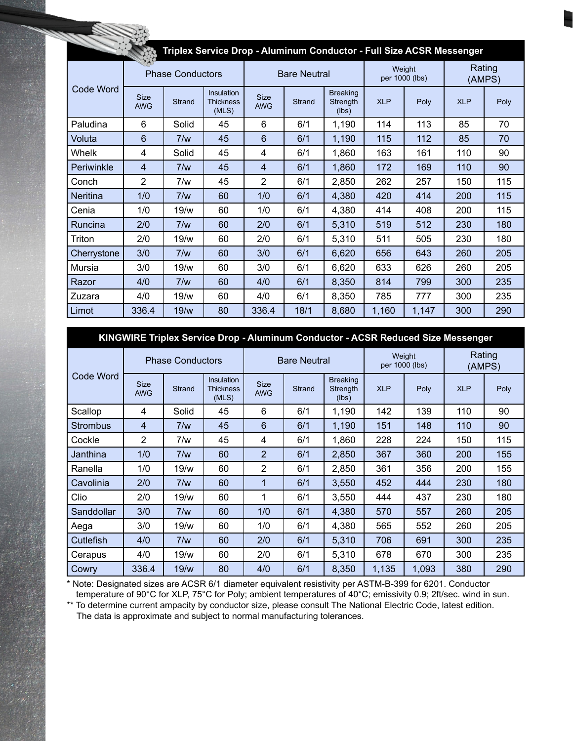## Triplex Service Drop - Aluminum Conductor - Full Size ACSR Messenger

| Code Word | Phase Conductors | | | Bare Neutral | | | Weight per 1000 (lbs) | | Rating (AMPS) | |
|---|---|---|---|---|---|---|---|---|---|---|
| | Size AWG | Strand | Insulation Thickness (MLS) | Size AWG | Strand | Breaking Strength (lbs) | XLP | Poly | XLP | Poly |
| Paludina | 6 | Solid | 45 | 6 | 6/1 | 1,190 | 114 | 113 | 85 | 70 |
| Voluta | 6 | 7/w | 45 | 6 | 6/1 | 1,190 | 115 | 112 | 85 | 70 |
| Whelk | 4 | Solid | 45 | 4 | 6/1 | 1,860 | 163 | 161 | 110 | 90 |
| Periwinkle | 4 | 7/w | 45 | 4 | 6/1 | 1,860 | 172 | 169 | 110 | 90 |
| Conch | 2 | 7/w | 45 | 2 | 6/1 | 2,850 | 262 | 257 | 150 | 115 |
| Neritina | 1/0 | 7/w | 60 | 1/0 | 6/1 | 4,380 | 420 | 414 | 200 | 115 |
| Cenia | 1/0 | 19/w | 60 | 1/0 | 6/1 | 4,380 | 414 | 408 | 200 | 115 |
| Runcina | 2/0 | 7/w | 60 | 2/0 | 6/1 | 5,310 | 519 | 512 | 230 | 180 |
| Triton | 2/0 | 19/w | 60 | 2/0 | 6/1 | 5,310 | 511 | 505 | 230 | 180 |
| Cherrystone | 3/0 | 7/w | 60 | 3/0 | 6/1 | 6,620 | 656 | 643 | 260 | 205 |
| Mursia | 3/0 | 19/w | 60 | 3/0 | 6/1 | 6,620 | 633 | 626 | 260 | 205 |
| Razor | 4/0 | 7/w | 60 | 4/0 | 6/1 | 8,350 | 814 | 799 | 300 | 235 |
| Zuzara | 4/0 | 19/w | 60 | 4/0 | 6/1 | 8,350 | 785 | 777 | 300 | 235 |
| Limot | 336.4 | 19/w | 80 | 336.4 | 18/1 | 8,680 | 1,160 | 1,147 | 300 | 290 |

## KINGWIRE Triplex Service Drop - Aluminum Conductor - ACSR Reduced Size Messenger

| Code Word | Phase Conductors | | | Bare Neutral | | | Weight per 1000 (lbs) | | Rating (AMPS) | |
|---|---|---|---|---|---|---|---|---|---|---|
| | Size AWG | Strand | Insulation Thickness (MLS) | Size AWG | Strand | Breaking Strength (lbs) | XLP | Poly | XLP | Poly |
| Scallop | 4 | Solid | 45 | 6 | 6/1 | 1,190 | 142 | 139 | 110 | 90 |
| Strombus | 4 | 7/w | 45 | 6 | 6/1 | 1,190 | 151 | 148 | 110 | 90 |
| Cockle | 2 | 7/w | 45 | 4 | 6/1 | 1,860 | 228 | 224 | 150 | 115 |
| Janthina | 1/0 | 7/w | 60 | 2 | 6/1 | 2,850 | 367 | 360 | 200 | 155 |
| Ranella | 1/0 | 19/w | 60 | 2 | 6/1 | 2,850 | 361 | 356 | 200 | 155 |
| Cavolinia | 2/0 | 7/w | 60 | 1 | 6/1 | 3,550 | 452 | 444 | 230 | 180 |
| Clio | 2/0 | 19/w | 60 | 1 | 6/1 | 3,550 | 444 | 437 | 230 | 180 |
| Sanddollar | 3/0 | 7/w | 60 | 1/0 | 6/1 | 4,380 | 570 | 557 | 260 | 205 |
| Aega | 3/0 | 19/w | 60 | 1/0 | 6/1 | 4,380 | 565 | 552 | 260 | 205 |
| Cutlefish | 4/0 | 7/w | 60 | 2/0 | 6/1 | 5,310 | 706 | 691 | 300 | 235 |
| Cerapus | 4/0 | 19/w | 60 | 2/0 | 6/1 | 5,310 | 678 | 670 | 300 | 235 |
| Cowry | 336.4 | 19/w | 80 | 4/0 | 6/1 | 8,350 | 1,135 | 1,093 | 380 | 290 |

\* Note: Designated sizes are ACSR 6/1 diameter equivalent resistivity per ASTM-B-399 for 6201. Conductor temperature of 90°C for XLP, 75°C for Poly; ambient temperatures of 40°C; emissivity 0.9; 2ft/sec. wind in sun.

\*\* To determine current ampacity by conductor size, please consult The National Electric Code, latest edition. The data is approximate and subject to normal manufacturing tolerances.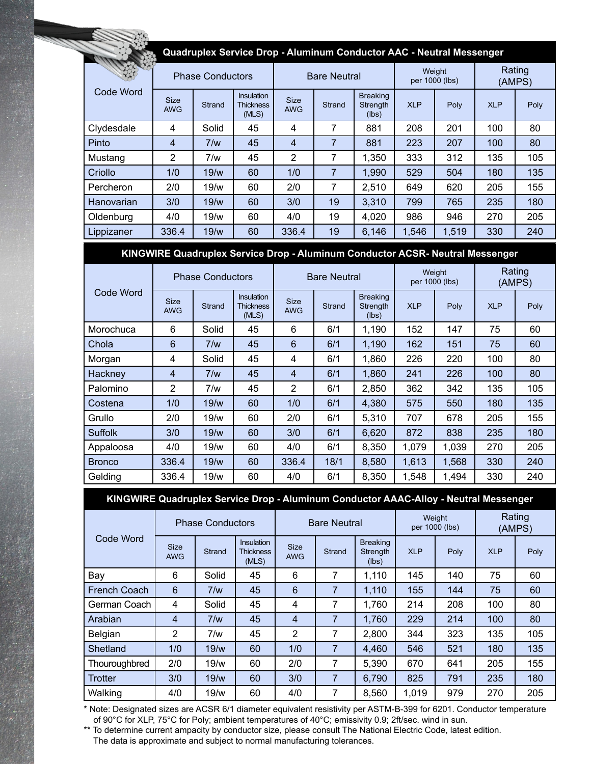## Quadruplex Service Drop - Aluminum Conductor AAC - Neutral Messenger

| Code Word | Phase Conductors | | | Bare Neutral | | | Weight per 1000 (lbs) | | Rating (AMPS) | |
|---|---|---|---|---|---|---|---|---|---|---|
| | Size AWG | Strand | Insulation Thickness (MLS) | Size AWG | Strand | Breaking Strength (lbs) | XLP | Poly | XLP | Poly |
| Clydesdale | 4 | Solid | 45 | 4 | 7 | 881 | 208 | 201 | 100 | 80 |
| Pinto | 4 | 7/w | 45 | 4 | 7 | 881 | 223 | 207 | 100 | 80 |
| Mustang | 2 | 7/w | 45 | 2 | 7 | 1,350 | 333 | 312 | 135 | 105 |
| Criollo | 1/0 | 19/w | 60 | 1/0 | 7 | 1,990 | 529 | 504 | 180 | 135 |
| Percheron | 2/0 | 19/w | 60 | 2/0 | 7 | 2,510 | 649 | 620 | 205 | 155 |
| Hanovarian | 3/0 | 19/w | 60 | 3/0 | 19 | 3,310 | 799 | 765 | 235 | 180 |
| Oldenburg | 4/0 | 19/w | 60 | 4/0 | 19 | 4,020 | 986 | 946 | 270 | 205 |
| Lippizaner | 336.4 | 19/w | 60 | 336.4 | 19 | 6,146 | 1,546 | 1,519 | 330 | 240 |

## KINGWIRE Quadruplex Service Drop - Aluminum Conductor ACSR- Neutral Messenger

| Code Word | Phase Conductors | | | Bare Neutral | | | Weight per 1000 (lbs) | | Rating (AMPS) | |
|---|---|---|---|---|---|---|---|---|---|---|
| | Size AWG | Strand | Insulation Thickness (MLS) | Size AWG | Strand | Breaking Strength (lbs) | XLP | Poly | XLP | Poly |
| Morochuca | 6 | Solid | 45 | 6 | 6/1 | 1,190 | 152 | 147 | 75 | 60 |
| Chola | 6 | 7/w | 45 | 6 | 6/1 | 1,190 | 162 | 151 | 75 | 60 |
| Morgan | 4 | Solid | 45 | 4 | 6/1 | 1,860 | 226 | 220 | 100 | 80 |
| Hackney | 4 | 7/w | 45 | 4 | 6/1 | 1,860 | 241 | 226 | 100 | 80 |
| Palomino | 2 | 7/w | 45 | 2 | 6/1 | 2,850 | 362 | 342 | 135 | 105 |
| Costena | 1/0 | 19/w | 60 | 1/0 | 6/1 | 4,380 | 575 | 550 | 180 | 135 |
| Grullo | 2/0 | 19/w | 60 | 2/0 | 6/1 | 5,310 | 707 | 678 | 205 | 155 |
| Suffolk | 3/0 | 19/w | 60 | 3/0 | 6/1 | 6,620 | 872 | 838 | 235 | 180 |
| Appaloosa | 4/0 | 19/w | 60 | 4/0 | 6/1 | 8,350 | 1,079 | 1,039 | 270 | 205 |
| Bronco | 336.4 | 19/w | 60 | 336.4 | 18/1 | 8,580 | 1,613 | 1,568 | 330 | 240 |
| Gelding | 336.4 | 19/w | 60 | 4/0 | 6/1 | 8,350 | 1,548 | 1,494 | 330 | 240 |

## KINGWIRE Quadruplex Service Drop - Aluminum Conductor AAAC-Alloy - Neutral Messenger

| Code Word | Phase Conductors | | | Bare Neutral | | | Weight per 1000 (lbs) | | Rating (AMPS) | |
|---|---|---|---|---|---|---|---|---|---|---|
| | Size AWG | Strand | Insulation Thickness (MLS) | Size AWG | Strand | Breaking Strength (lbs) | XLP | Poly | XLP | Poly |
| Bay | 6 | Solid | 45 | 6 | 7 | 1,110 | 145 | 140 | 75 | 60 |
| French Coach | 6 | 7/w | 45 | 6 | 7 | 1,110 | 155 | 144 | 75 | 60 |
| German Coach | 4 | Solid | 45 | 4 | 7 | 1,760 | 214 | 208 | 100 | 80 |
| Arabian | 4 | 7/w | 45 | 4 | 7 | 1,760 | 229 | 214 | 100 | 80 |
| Belgian | 2 | 7/w | 45 | 2 | 7 | 2,800 | 344 | 323 | 135 | 105 |
| Shetland | 1/0 | 19/w | 60 | 1/0 | 7 | 4,460 | 546 | 521 | 180 | 135 |
| Thouroughbred | 2/0 | 19/w | 60 | 2/0 | 7 | 5,390 | 670 | 641 | 205 | 155 |
| Trotter | 3/0 | 19/w | 60 | 3/0 | 7 | 6,790 | 825 | 791 | 235 | 180 |
| Walking | 4/0 | 19/w | 60 | 4/0 | 7 | 8,560 | 1,019 | 979 | 270 | 205 |

* Note: Designated sizes are ACSR 6/1 diameter equivalent resistivity per ASTM-B-399 for 6201. Conductor temperature of 90°C for XLP, 75°C for Poly; ambient temperatures of 40°C; emissivity 0.9; 2ft/sec. wind in sun.

** To determine current ampacity by conductor size, please consult The National Electric Code, latest edition. The data is approximate and subject to normal manufacturing tolerances.